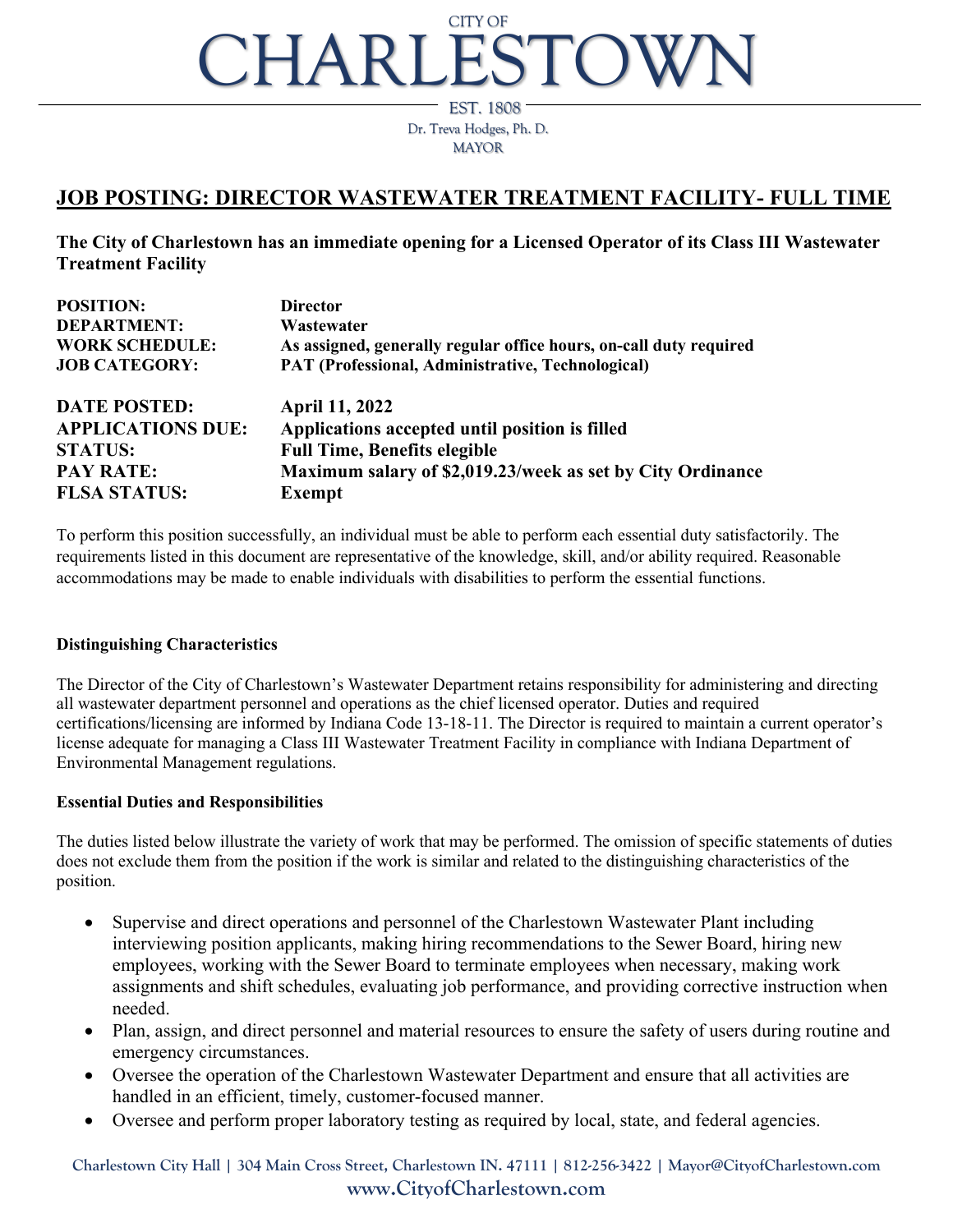CITY OF

# CHARLESTOWN

EST. 1808

Dr. Treva Hodges, Ph. D.
MAYOR

## JOB POSTING: DIRECTOR WASTEWATER TREATMENT FACILITY- FULL TIME

**The City of Charlestown has an immediate opening for a Licensed Operator of its Class III Wastewater Treatment Facility**

| | |
|---|---|
| **POSITION:** | **Director** |
| **DEPARTMENT:** | **Wastewater** |
| **WORK SCHEDULE:** | **As assigned, generally regular office hours, on-call duty required** |
| **JOB CATEGORY:** | **PAT (Professional, Administrative, Technological)** |
| **DATE POSTED:** | **April 11, 2022** |
| **APPLICATIONS DUE:** | **Applications accepted until position is filled** |
| **STATUS:** | **Full Time, Benefits elegible** |
| **PAY RATE:** | **Maximum salary of $2,019.23/week as set by City Ordinance** |
| **FLSA STATUS:** | **Exempt** |

To perform this position successfully, an individual must be able to perform each essential duty satisfactorily. The requirements listed in this document are representative of the knowledge, skill, and/or ability required. Reasonable accommodations may be made to enable individuals with disabilities to perform the essential functions.

### Distinguishing Characteristics

The Director of the City of Charlestown's Wastewater Department retains responsibility for administering and directing all wastewater department personnel and operations as the chief licensed operator. Duties and required certifications/licensing are informed by Indiana Code 13-18-11. The Director is required to maintain a current operator's license adequate for managing a Class III Wastewater Treatment Facility in compliance with Indiana Department of Environmental Management regulations.

### Essential Duties and Responsibilities

The duties listed below illustrate the variety of work that may be performed. The omission of specific statements of duties does not exclude them from the position if the work is similar and related to the distinguishing characteristics of the position.

- Supervise and direct operations and personnel of the Charlestown Wastewater Plant including interviewing position applicants, making hiring recommendations to the Sewer Board, hiring new employees, working with the Sewer Board to terminate employees when necessary, making work assignments and shift schedules, evaluating job performance, and providing corrective instruction when needed.
- Plan, assign, and direct personnel and material resources to ensure the safety of users during routine and emergency circumstances.
- Oversee the operation of the Charlestown Wastewater Department and ensure that all activities are handled in an efficient, timely, customer-focused manner.
- Oversee and perform proper laboratory testing as required by local, state, and federal agencies.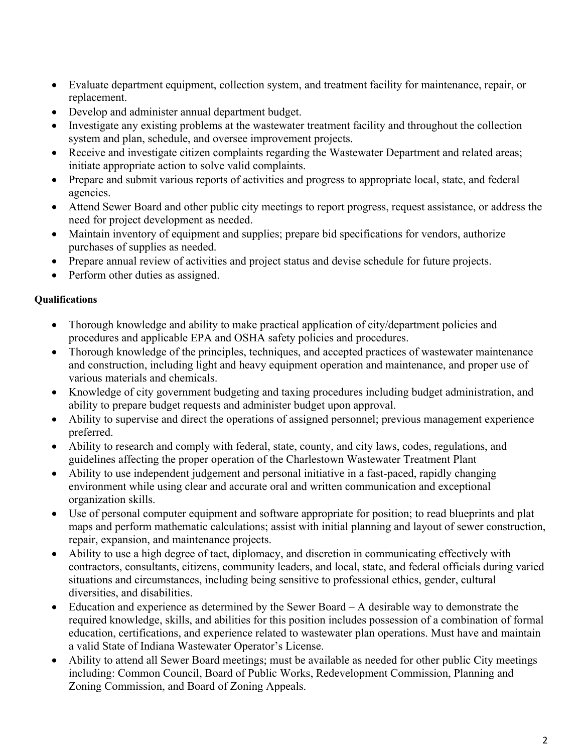- Evaluate department equipment, collection system, and treatment facility for maintenance, repair, or replacement.
- Develop and administer annual department budget.
- Investigate any existing problems at the wastewater treatment facility and throughout the collection system and plan, schedule, and oversee improvement projects.
- Receive and investigate citizen complaints regarding the Wastewater Department and related areas; initiate appropriate action to solve valid complaints.
- Prepare and submit various reports of activities and progress to appropriate local, state, and federal agencies.
- Attend Sewer Board and other public city meetings to report progress, request assistance, or address the need for project development as needed.
- Maintain inventory of equipment and supplies; prepare bid specifications for vendors, authorize purchases of supplies as needed.
- Prepare annual review of activities and project status and devise schedule for future projects.
- Perform other duties as assigned.

**Qualifications**

- Thorough knowledge and ability to make practical application of city/department policies and procedures and applicable EPA and OSHA safety policies and procedures.
- Thorough knowledge of the principles, techniques, and accepted practices of wastewater maintenance and construction, including light and heavy equipment operation and maintenance, and proper use of various materials and chemicals.
- Knowledge of city government budgeting and taxing procedures including budget administration, and ability to prepare budget requests and administer budget upon approval.
- Ability to supervise and direct the operations of assigned personnel; previous management experience preferred.
- Ability to research and comply with federal, state, county, and city laws, codes, regulations, and guidelines affecting the proper operation of the Charlestown Wastewater Treatment Plant
- Ability to use independent judgement and personal initiative in a fast-paced, rapidly changing environment while using clear and accurate oral and written communication and exceptional organization skills.
- Use of personal computer equipment and software appropriate for position; to read blueprints and plat maps and perform mathematic calculations; assist with initial planning and layout of sewer construction, repair, expansion, and maintenance projects.
- Ability to use a high degree of tact, diplomacy, and discretion in communicating effectively with contractors, consultants, citizens, community leaders, and local, state, and federal officials during varied situations and circumstances, including being sensitive to professional ethics, gender, cultural diversities, and disabilities.
- Education and experience as determined by the Sewer Board – A desirable way to demonstrate the required knowledge, skills, and abilities for this position includes possession of a combination of formal education, certifications, and experience related to wastewater plan operations. Must have and maintain a valid State of Indiana Wastewater Operator's License.
- Ability to attend all Sewer Board meetings; must be available as needed for other public City meetings including: Common Council, Board of Public Works, Redevelopment Commission, Planning and Zoning Commission, and Board of Zoning Appeals.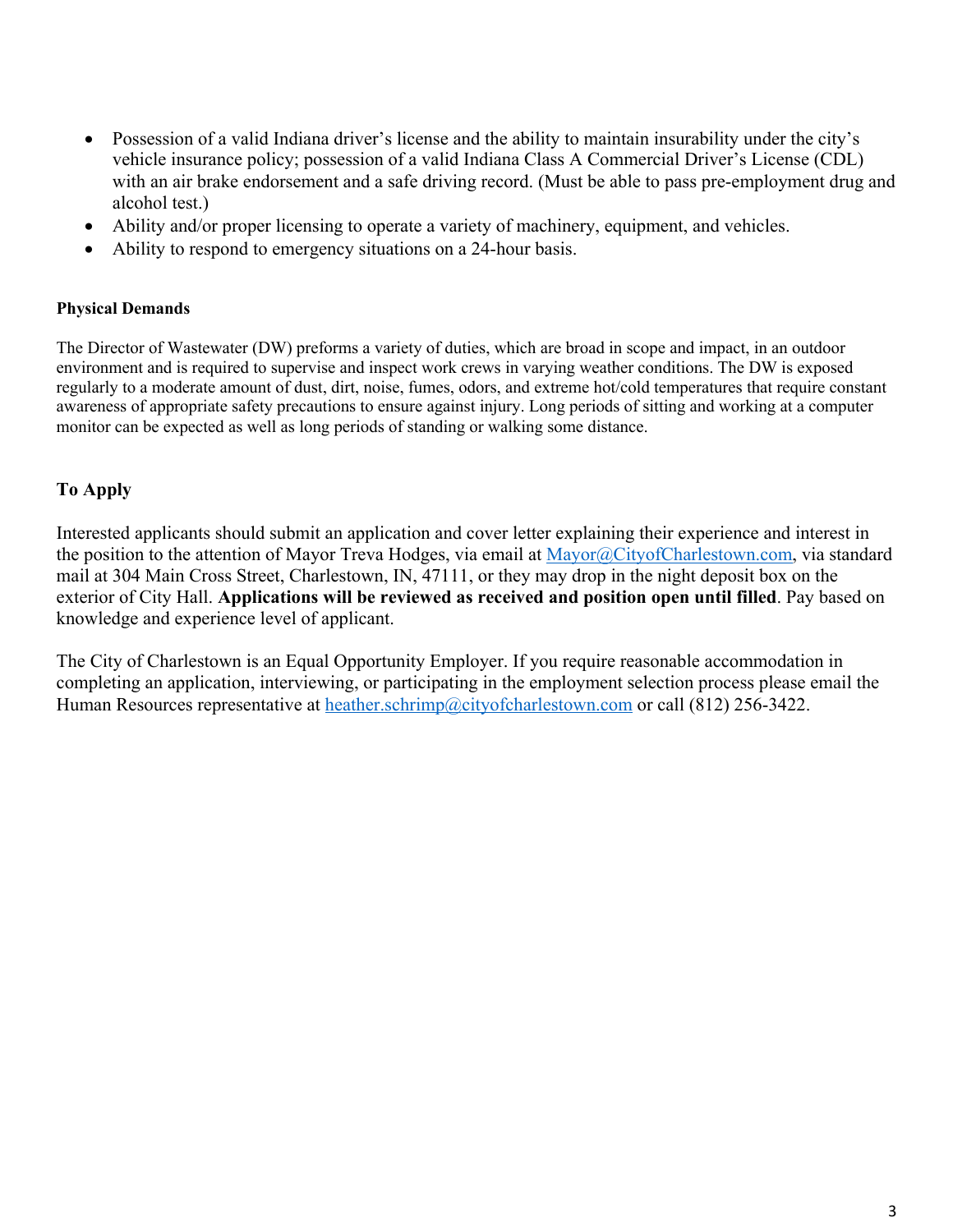- Possession of a valid Indiana driver's license and the ability to maintain insurability under the city's vehicle insurance policy; possession of a valid Indiana Class A Commercial Driver's License (CDL) with an air brake endorsement and a safe driving record. (Must be able to pass pre-employment drug and alcohol test.)
- Ability and/or proper licensing to operate a variety of machinery, equipment, and vehicles.
- Ability to respond to emergency situations on a 24-hour basis.

**Physical Demands**

The Director of Wastewater (DW) preforms a variety of duties, which are broad in scope and impact, in an outdoor environment and is required to supervise and inspect work crews in varying weather conditions. The DW is exposed regularly to a moderate amount of dust, dirt, noise, fumes, odors, and extreme hot/cold temperatures that require constant awareness of appropriate safety precautions to ensure against injury. Long periods of sitting and working at a computer monitor can be expected as well as long periods of standing or walking some distance.

## To Apply

Interested applicants should submit an application and cover letter explaining their experience and interest in the position to the attention of Mayor Treva Hodges, via email at Mayor@CityofCharlestown.com, via standard mail at 304 Main Cross Street, Charlestown, IN, 47111, or they may drop in the night deposit box on the exterior of City Hall. **Applications will be reviewed as received and position open until filled**. Pay based on knowledge and experience level of applicant.

The City of Charlestown is an Equal Opportunity Employer. If you require reasonable accommodation in completing an application, interviewing, or participating in the employment selection process please email the Human Resources representative at heather.schrimp@cityofcharlestown.com or call (812) 256-3422.